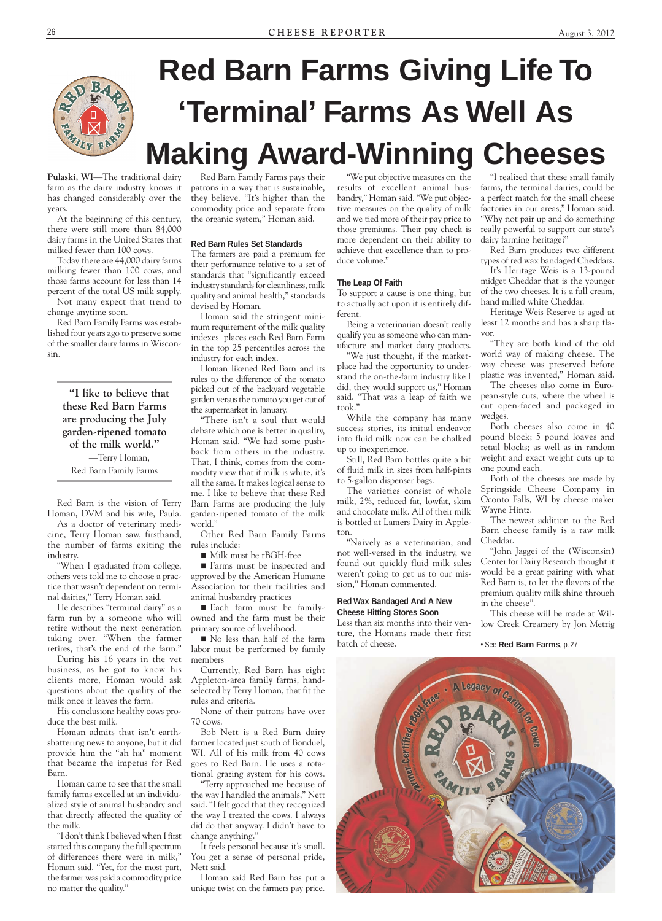# Red Barn Farms Giving Life To 'Terminal' Farms As Well As Making Award-Winning Cheeses

**Pulaski, WI**—The traditional dairy farm as the dairy industry knows it has changed considerably over the years.

At the beginning of this century, there were still more than 84,000 dairy farms in the United States that milked fewer than 100 cows.

Today there are 44,000 dairy farms milking fewer than 100 cows, and those farms account for less than 14 percent of the total US milk supply.

Not many expect that trend to change anytime soon.

Red Barn Family Farms was established four years ago to preserve some of the smaller dairy farms in Wisconsin.

> **"I like to believe that these Red Barn Farms are producing the July garden-ripened tomato of the milk world."**
>
> —Terry Homan, Red Barn Family Farms

Red Barn is the vision of Terry Homan, DVM and his wife, Paula.

As a doctor of veterinary medicine, Terry Homan saw, firsthand, the number of farms exiting the industry.

"When I graduated from college, others vets told me to choose a practice that wasn't dependent on terminal dairies," Terry Homan said.

He describes "terminal dairy" as a farm run by a someone who will retire without the next generation taking over. "When the farmer retires, that's the end of the farm."

During his 16 years in the vet business, as he got to know his clients more, Homan would ask questions about the quality of the milk once it leaves the farm.

His conclusion: healthy cows produce the best milk.

Homan admits that isn't earth-shattering news to anyone, but it did provide him the "ah ha" moment that became the impetus for Red Barn.

Homan came to see that the small family farms excelled at an individualized style of animal husbandry and that directly affected the quality of the milk.

"I don't think I believed when I first started this company the full spectrum of differences there were in milk," Homan said. "Yet, for the most part, the farmer was paid a commodity price no matter the quality."

Red Barn Family Farms pays their patrons in a way that is sustainable, they believe. "It's higher than the commodity price and separate from the organic system," Homan said.

### Red Barn Rules Set Standards

The farmers are paid a premium for their performance relative to a set of standards that "significantly exceed industry standards for cleanliness, milk quality and animal health," standards devised by Homan.

Homan said the stringent minimum requirement of the milk quality indexes places each Red Barn Farm in the top 25 percentiles across the industry for each index.

Homan likened Red Barn and its rules to the difference of the tomato picked out of the backyard vegetable garden versus the tomato you get out of the supermarket in January.

"There isn't a soul that would debate which one is better in quality, Homan said. "We had some push-back from others in the industry. That, I think, comes from the commodity view that if milk is white, it's all the same. It makes logical sense to me. I like to believe that these Red Barn Farms are producing the July garden-ripened tomato of the milk world."

Other Red Barn Family Farms rules include:

- Milk must be rBGH-free
- Farms must be inspected and approved by the American Humane Association for their facilities and animal husbandry practices
- Each farm must be family-owned and the farm must be their primary source of livelihood.
- No less than half of the farm labor must be performed by family members

Currently, Red Barn has eight Appleton-area family farms, hand-selected by Terry Homan, that fit the rules and criteria.

None of their patrons have over 70 cows.

Bob Nett is a Red Barn dairy farmer located just south of Bonduel, WI. All of his milk from 40 cows goes to Red Barn. He uses a rotational grazing system for his cows.

"Terry approached me because of the way I handled the animals," Nett said. "I felt good that they recognized the way I treated the cows. I always did do that anyway. I didn't have to change anything."

It feels personal because it's small. You get a sense of personal pride, Nett said.

Homan said Red Barn has put a unique twist on the farmers pay price.

"We put objective measures on the results of excellent animal husbandry," Homan said. "We put objective measures on the quality of milk and we tied more of their pay price to those premiums. Their pay check is more dependent on their ability to achieve that excellence than to produce volume."

### The Leap Of Faith

To support a cause is one thing, but to actually act upon it is entirely different.

Being a veterinarian doesn't really qualify you as someone who can manufacture and market dairy products.

"We just thought, if the marketplace had the opportunity to understand the on-the-farm industry like I did, they would support us," Homan said. "That was a leap of faith we took."

While the company has many success stories, its initial endeavor into fluid milk now can be chalked up to inexperience.

Still, Red Barn bottles quite a bit of fluid milk in sizes from half-pints to 5-gallon dispenser bags.

The varieties consist of whole milk, 2%, reduced fat, lowfat, skim and chocolate milk. All of their milk is bottled at Lamers Dairy in Appleton.

"Naively as a veterinarian, and not well-versed in the industry, we found out quickly fluid milk sales weren't going to get us to our mission," Homan commented.

### Red Wax Bandaged And A New Cheese Hitting Stores Soon

Less than six months into their venture, the Homans made their first batch of cheese.

"I realized that these small family farms, the terminal dairies, could be a perfect match for the small cheese factories in our areas," Homan said. "Why not pair up and do something really powerful to support our state's dairy farming heritage?"

Red Barn produces two different types of red wax bandaged Cheddars.

It's Heritage Weis is a 13-pound midget Cheddar that is the younger of the two cheeses. It is a full cream, hand milled white Cheddar.

Heritage Weis Reserve is aged at least 12 months and has a sharp flavor.

"They are both kind of the old world way of making cheese. The way cheese was preserved before plastic was invented," Homan said.

The cheeses also come in European-style cuts, where the wheel is cut open-faced and packaged in wedges.

Both cheeses also come in 40 pound block; 5 pound loaves and retail blocks; as well as in random weight and exact weight cuts up to one pound each.

Both of the cheeses are made by Springside Cheese Company in Oconto Falls, WI by cheese maker Wayne Hintz.

The newest addition to the Red Barn cheese family is a raw milk Cheddar.

"John Jaggei of the (Wisconsin) Center for Dairy Research thought it would be a great pairing with what Red Barn is, to let the flavors of the premium quality milk shine through in the cheese".

This cheese will be made at Willow Creek Creamery by Jon Metzig

• See **Red Barn Farms**, p. 27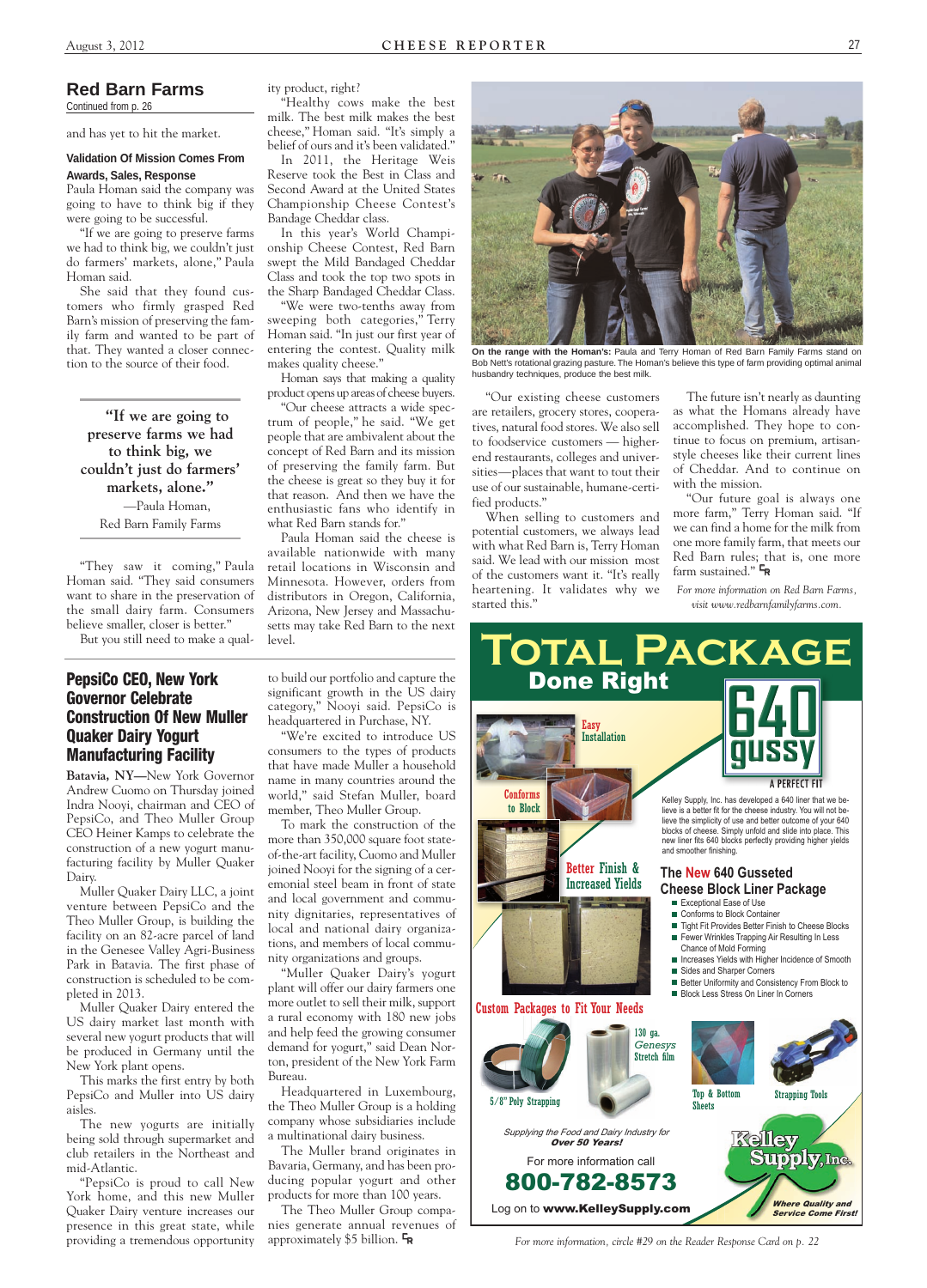## Red Barn Farms

Continued from p. 26

and has yet to hit the market.

### Validation Of Mission Comes From Awards, Sales, Response

Paula Homan said the company was going to have to think big if they were going to be successful.

"If we are going to preserve farms we had to think big, we couldn't just do farmers' markets, alone," Paula Homan said.

She said that they found customers who firmly grasped Red Barn's mission of preserving the family farm and wanted to be part of that. They wanted a closer connection to the source of their food.

> **"If we are going to preserve farms we had to think big, we couldn't just do farmers' markets, alone."**
> —Paula Homan, Red Barn Family Farms

"They saw it coming," Paula Homan said. "They said consumers want to share in the preservation of the small dairy farm. Consumers believe smaller, closer is better."

But you still need to make a quality product, right?

"Healthy cows make the best milk. The best milk makes the best cheese," Homan said. "It's simply a belief of ours and it's been validated."

In 2011, the Heritage Weis Reserve took the Best in Class and Second Award at the United States Championship Cheese Contest's Bandage Cheddar class.

In this year's World Championship Cheese Contest, Red Barn swept the Mild Bandaged Cheddar Class and took the top two spots in the Sharp Bandaged Cheddar Class.

"We were two-tenths away from sweeping both categories," Terry Homan said. "In just our first year of entering the contest. Quality milk makes quality cheese."

Homan says that making a quality product opens up areas of cheese buyers.

"Our cheese attracts a wide spectrum of people," he said. "We get people that are ambivalent about the concept of Red Barn and its mission of preserving the family farm. But the cheese is great so they buy it for that reason. And then we have the enthusiastic fans who identify in what Red Barn stands for."

Paula Homan said the cheese is available nationwide with many retail locations in Wisconsin and Minnesota. However, orders from distributors in Oregon, California, Arizona, New Jersey and Massachusetts may take Red Barn to the next level.

**On the range with the Homan's:** Paula and Terry Homan of Red Barn Family Farms stand on Bob Nett's rotational grazing pasture. The Homan's believe this type of farm providing optimal animal husbandry techniques, produce the best milk.

"Our existing cheese customers are retailers, grocery stores, cooperatives, natural food stores. We also sell to foodservice customers — higher-end restaurants, colleges and universities—places that want to tout their use of our sustainable, humane-certified products."

When selling to customers and potential customers, we always lead with what Red Barn is, Terry Homan said. We lead with our mission most of the customers want it. "It's really heartening. It validates why we started this."

The future isn't nearly as daunting as what the Homans already have accomplished. They hope to continue to focus on premium, artisan-style cheeses like their current lines of Cheddar. And to continue on with the mission.

"Our future goal is always one more farm," Terry Homan said. "If we can find a home for the milk from one more family farm, that meets our Red Barn rules; that is, one more farm sustained."

*For more information on Red Barn Farms, visit www.redbarnfamilyfarms.com.*

## PepsiCo CEO, New York Governor Celebrate Construction Of New Muller Quaker Dairy Yogurt Manufacturing Facility

**Batavia, NY**—New York Governor Andrew Cuomo on Thursday joined Indra Nooyi, chairman and CEO of PepsiCo, and Theo Muller Group CEO Heiner Kamps to celebrate the construction of a new yogurt manufacturing facility by Muller Quaker Dairy.

Muller Quaker Dairy LLC, a joint venture between PepsiCo and the Theo Muller Group, is building the facility on an 82-acre parcel of land in the Genesee Valley Agri-Business Park in Batavia. The first phase of construction is scheduled to be completed in 2013.

Muller Quaker Dairy entered the US dairy market last month with several new yogurt products that will be produced in Germany until the New York plant opens.

This marks the first entry by both PepsiCo and Muller into US dairy aisles.

The new yogurts are initially being sold through supermarket and club retailers in the Northeast and mid-Atlantic.

"PepsiCo is proud to call New York home, and this new Muller Quaker Dairy venture increases our presence in this great state, while providing a tremendous opportunity to build our portfolio and capture the significant growth in the US dairy category," Nooyi said. PepsiCo is headquartered in Purchase, NY.

"We're excited to introduce US consumers to the types of products that have made Muller a household name in many countries around the world," said Stefan Muller, board member, Theo Muller Group.

To mark the construction of the more than 350,000 square foot state-of-the-art facility, Cuomo and Muller joined Nooyi for the signing of a ceremonial steel beam in front of state and local government and community dignitaries, representatives of local and national dairy organizations, and members of local community organizations and groups.

"Muller Quaker Dairy's yogurt plant will offer our dairy farmers one more outlet to sell their milk, support a rural economy with 180 new jobs and help feed the growing consumer demand for yogurt," said Dean Norton, president of the New York Farm Bureau.

Headquartered in Luxembourg, the Theo Muller Group is a holding company whose subsidiaries include a multinational dairy business.

The Muller brand originates in Bavaria, Germany, and has been producing popular yogurt and other products for more than 100 years.

The Theo Muller Group companies generate annual revenues of approximately $5 billion.

## TOTAL PACKAGE Done Right

640 gussy — A PERFECT FIT

Easy Installation

Conforms to Block

Better Finish & Increased Yields

Kelley Supply, Inc. has developed a 640 liner that we believe is a better fit for the cheese industry. You will not believe the simplicity of use and better outcome of your 640 blocks of cheese. Simply unfold and slide into place. This new liner fits 640 blocks perfectly providing higher yields and smoother finishing.

### The New 640 Gusseted Cheese Block Liner Package

- Exceptional Ease of Use
- Conforms to Block Container
- Tight Fit Provides Better Finish to Cheese Blocks
- Fewer Wrinkles Trapping Air Resulting In Less Chance of Mold Forming
- Increases Yields with Higher Incidence of Smooth Sides and Sharper Corners
- Better Uniformity and Consistency From Block to Block
- Block Less Stress On Liner In Corners

Custom Packages to Fit Your Needs

5/8" Poly Strapping

130 ga. Genesys Stretch film

Top & Bottom Sheets

Strapping Tools

*Supplying the Food and Dairy Industry for* ***Over 50 Years!***

For more information call **800-782-8573**

Log on to **www.KelleySupply.com**

Kelley Supply, Inc. — *Where Quality and Service Come First!*

*For more information, circle #29 on the Reader Response Card on p. 22*